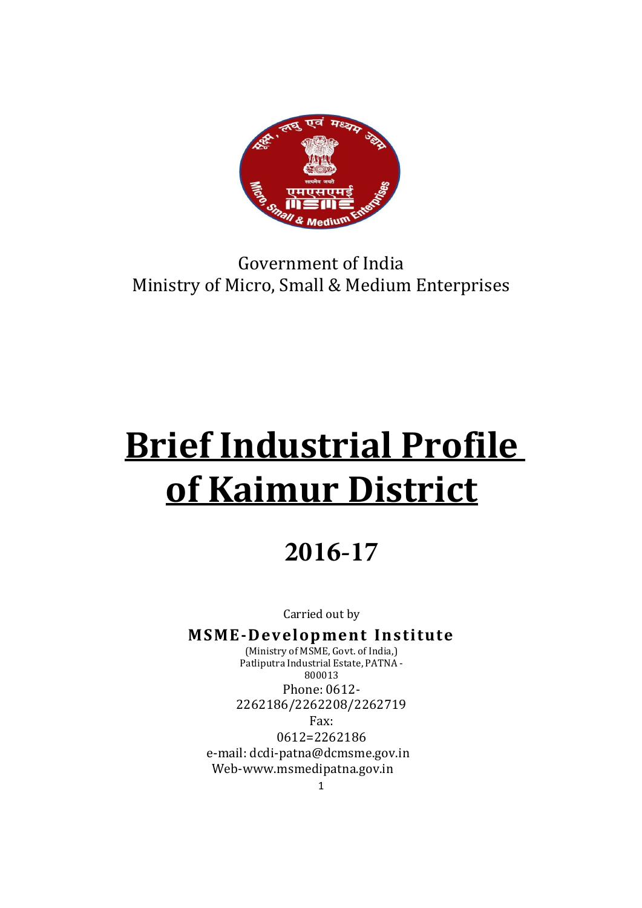Government of India
Ministry of Micro, Small & Medium Enterprises

# Brief Industrial Profile of Kaimur District

## 2016-17

Carried out by

**MSME-Development Institute**

(Ministry of MSME, Govt. of India,)
Patliputra Industrial Estate, PATNA - 800013
Phone: 0612-2262186/2262208/2262719
Fax: 0612=2262186
e-mail: dcdi-patna@dcmsme.gov.in
Web-www.msmedipatna.gov.in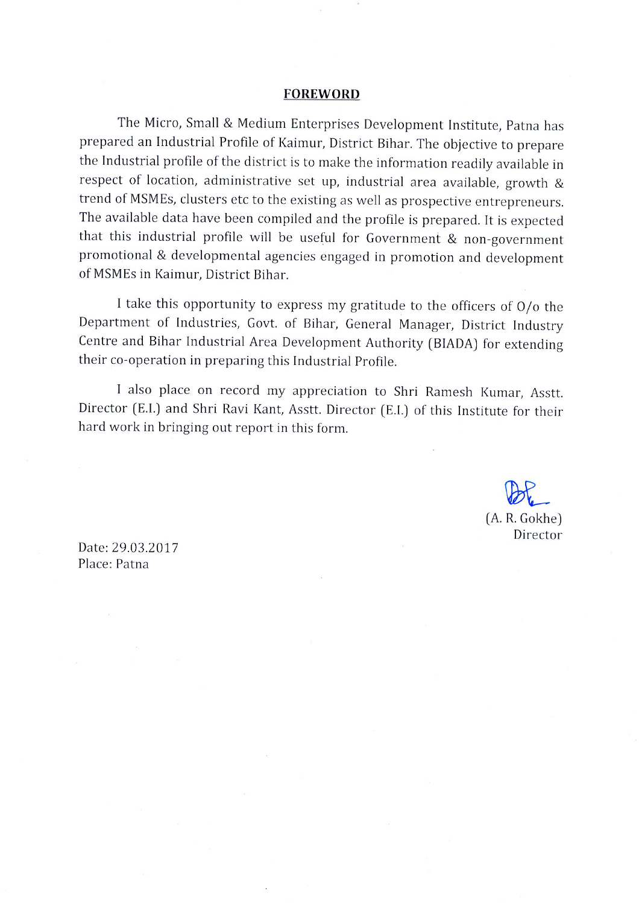## FOREWORD

The Micro, Small & Medium Enterprises Development Institute, Patna has prepared an Industrial Profile of Kaimur, District Bihar. The objective to prepare the Industrial profile of the district is to make the information readily available in respect of location, administrative set up, industrial area available, growth & trend of MSMEs, clusters etc to the existing as well as prospective entrepreneurs. The available data have been compiled and the profile is prepared. It is expected that this industrial profile will be useful for Government & non-government promotional & developmental agencies engaged in promotion and development of MSMEs in Kaimur, District Bihar.

I take this opportunity to express my gratitude to the officers of O/o the Department of Industries, Govt. of Bihar, General Manager, District Industry Centre and Bihar Industrial Area Development Authority (BIADA) for extending their co-operation in preparing this Industrial Profile.

I also place on record my appreciation to Shri Ramesh Kumar, Asstt. Director (E.I.) and Shri Ravi Kant, Asstt. Director (E.I.) of this Institute for their hard work in bringing out report in this form.

(A. R. Gokhe)
Director

Date: 29.03.2017
Place: Patna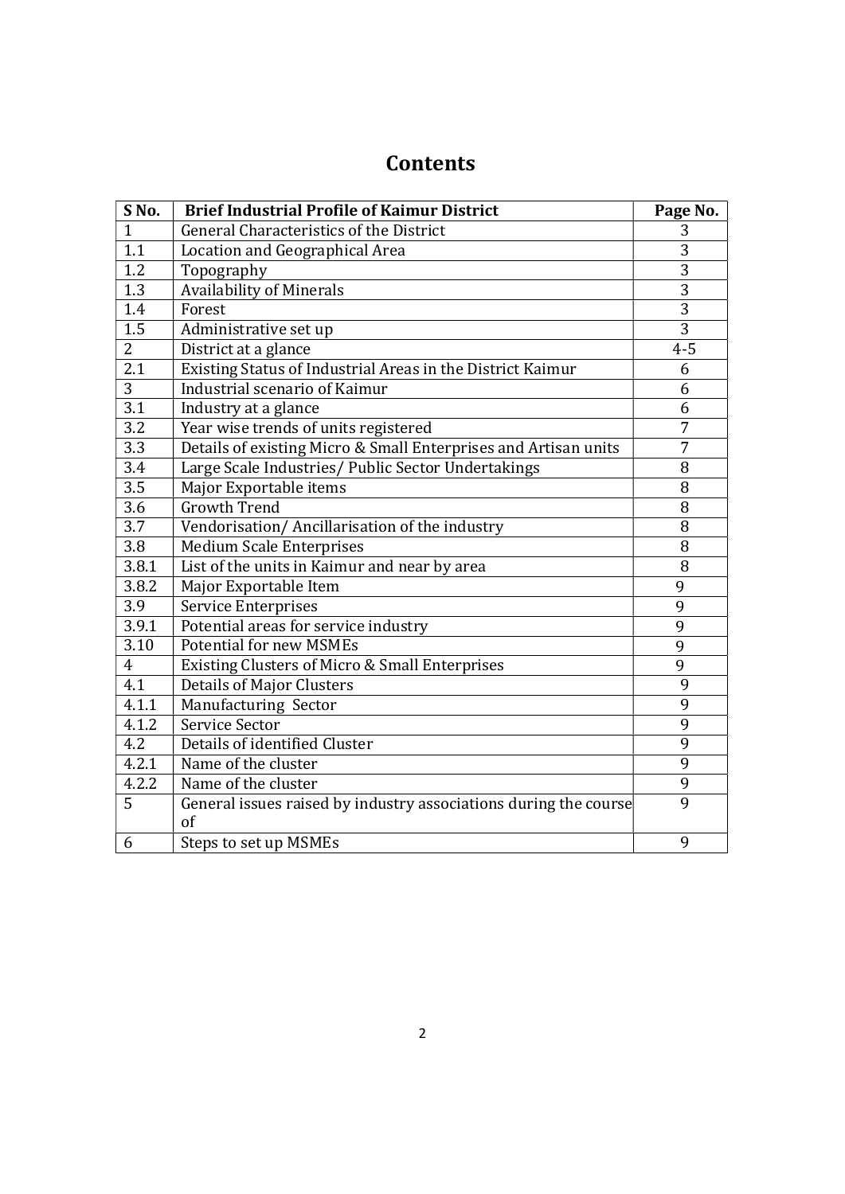# Contents

| S No. | Brief Industrial Profile of Kaimur District | Page No. |
|---|---|---|
| 1 | General Characteristics of the District | 3 |
| 1.1 | Location and Geographical Area | 3 |
| 1.2 | Topography | 3 |
| 1.3 | Availability of Minerals | 3 |
| 1.4 | Forest | 3 |
| 1.5 | Administrative set up | 3 |
| 2 | District at a glance | 4-5 |
| 2.1 | Existing Status of Industrial Areas in the District Kaimur | 6 |
| 3 | Industrial scenario of Kaimur | 6 |
| 3.1 | Industry at a glance | 6 |
| 3.2 | Year wise trends of units registered | 7 |
| 3.3 | Details of existing Micro & Small Enterprises and Artisan units | 7 |
| 3.4 | Large Scale Industries/ Public Sector Undertakings | 8 |
| 3.5 | Major Exportable items | 8 |
| 3.6 | Growth Trend | 8 |
| 3.7 | Vendorisation/ Ancillarisation of the industry | 8 |
| 3.8 | Medium Scale Enterprises | 8 |
| 3.8.1 | List of the units in Kaimur and near by area | 8 |
| 3.8.2 | Major Exportable Item | 9 |
| 3.9 | Service Enterprises | 9 |
| 3.9.1 | Potential areas for service industry | 9 |
| 3.10 | Potential for new MSMEs | 9 |
| 4 | Existing Clusters of Micro & Small Enterprises | 9 |
| 4.1 | Details of Major Clusters | 9 |
| 4.1.1 | Manufacturing Sector | 9 |
| 4.1.2 | Service Sector | 9 |
| 4.2 | Details of identified Cluster | 9 |
| 4.2.1 | Name of the cluster | 9 |
| 4.2.2 | Name of the cluster | 9 |
| 5 | General issues raised by industry associations during the course of | 9 |
| 6 | Steps to set up MSMEs | 9 |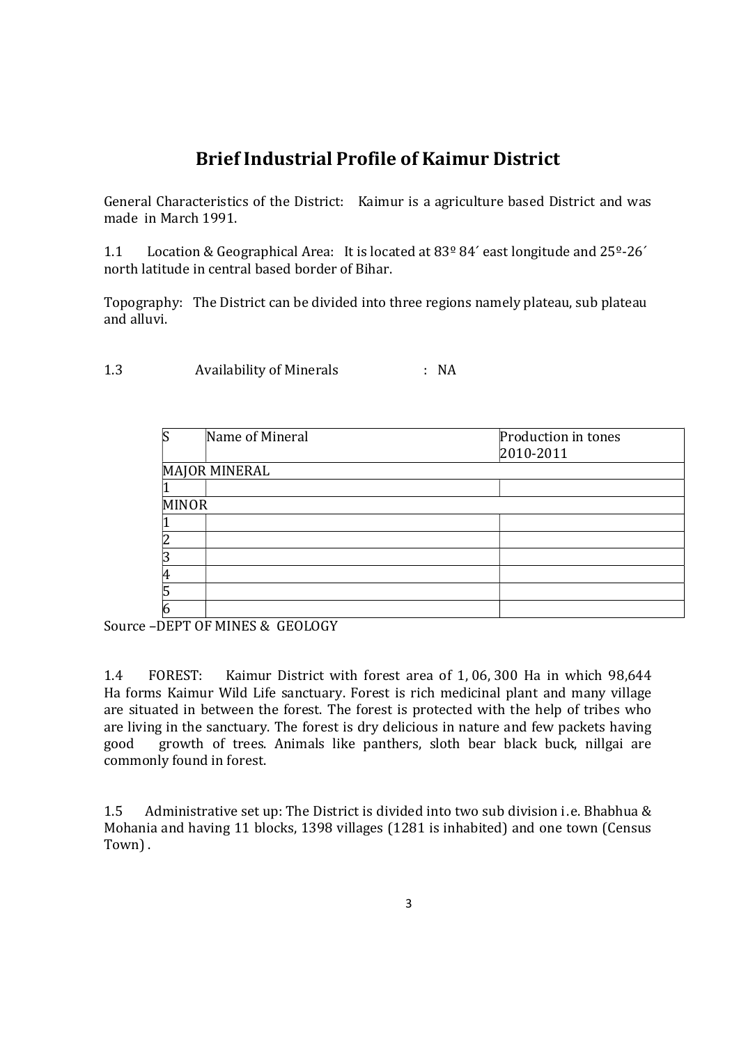# Brief Industrial Profile of Kaimur District

General Characteristics of the District: Kaimur is a agriculture based District and was made in March 1991.

1.1 Location & Geographical Area: It is located at 83º 84´ east longitude and 25º-26´ north latitude in central based border of Bihar.

Topography: The District can be divided into three regions namely plateau, sub plateau and alluvi.

1.3 Availability of Minerals : NA

| S | Name of Mineral | Production in tones 2010-2011 |
|---|---|---|
| MAJOR MINERAL | | |
| 1 | | |
| MINOR | | |
| 1 | | |
| 2 | | |
| 3 | | |
| 4 | | |
| 5 | | |
| 6 | | |

Source –DEPT OF MINES & GEOLOGY

1.4 FOREST: Kaimur District with forest area of 1, 06, 300 Ha in which 98,644 Ha forms Kaimur Wild Life sanctuary. Forest is rich medicinal plant and many village are situated in between the forest. The forest is protected with the help of tribes who are living in the sanctuary. The forest is dry delicious in nature and few packets having good growth of trees. Animals like panthers, sloth bear black buck, nillgai are commonly found in forest.

1.5 Administrative set up: The District is divided into two sub division i.e. Bhabhua & Mohania and having 11 blocks, 1398 villages (1281 is inhabited) and one town (Census Town).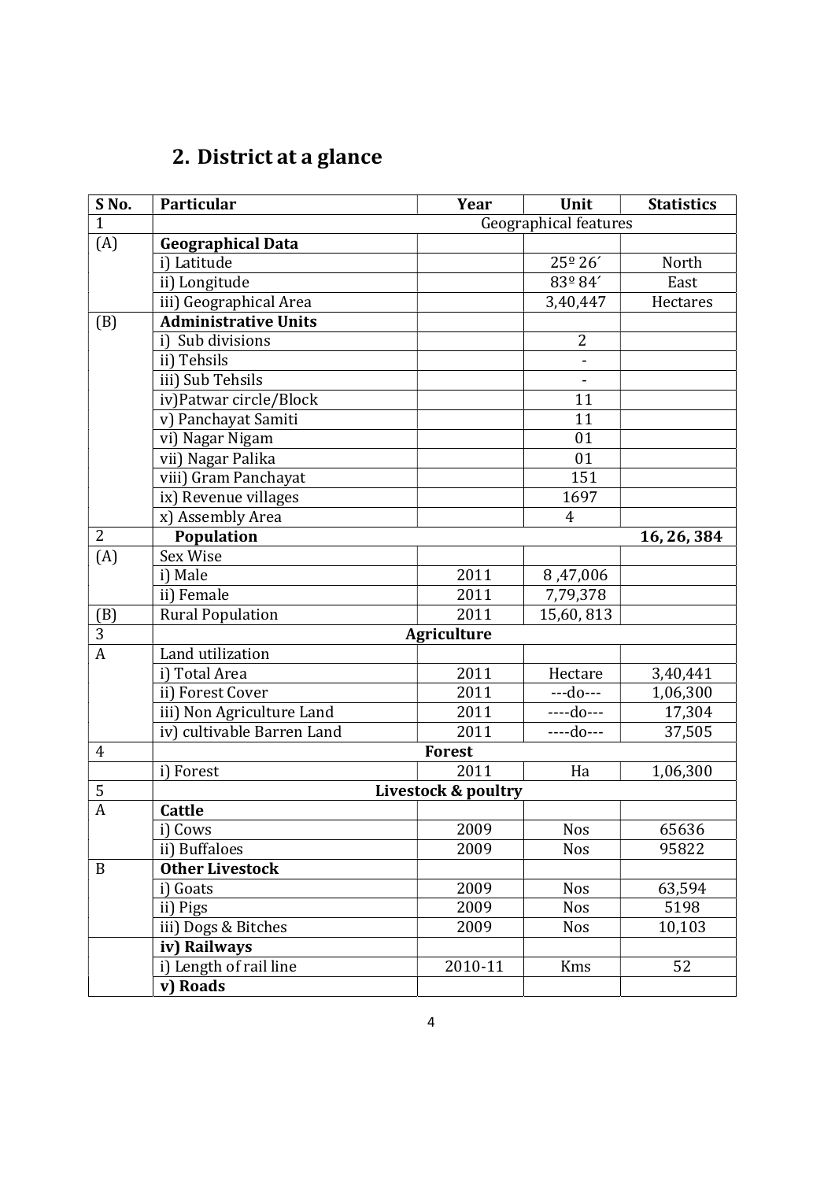## 2. District at a glance

| S No. | Particular | Year | Unit | Statistics |
|---|---|---|---|---|
| 1 | Geographical features | | | |
| (A) | **Geographical Data** | | | |
| | i) Latitude | | 25º 26´ | North |
| | ii) Longitude | | 83º 84´ | East |
| | iii) Geographical Area | | 3,40,447 | Hectares |
| (B) | **Administrative Units** | | | |
| | i) Sub divisions | | 2 | |
| | ii) Tehsils | | - | |
| | iii) Sub Tehsils | | - | |
| | iv)Patwar circle/Block | | 11 | |
| | v) Panchayat Samiti | | 11 | |
| | vi) Nagar Nigam | | 01 | |
| | vii) Nagar Palika | | 01 | |
| | viii) Gram Panchayat | | 151 | |
| | ix) Revenue villages | | 1697 | |
| | x) Assembly Area | | 4 | |
| 2 | **Population** | | | **16, 26, 384** |
| (A) | Sex Wise | | | |
| | i) Male | 2011 | 8 ,47,006 | |
| | ii) Female | 2011 | 7,79,378 | |
| (B) | Rural Population | 2011 | 15,60, 813 | |
| 3 | **Agriculture** | | | |
| A | Land utilization | | | |
| | i) Total Area | 2011 | Hectare | 3,40,441 |
| | ii) Forest Cover | 2011 | ---do--- | 1,06,300 |
| | iii) Non Agriculture Land | 2011 | ----do--- | 17,304 |
| | iv) cultivable Barren Land | 2011 | ----do--- | 37,505 |
| 4 | **Forest** | | | |
| | i) Forest | 2011 | Ha | 1,06,300 |
| 5 | **Livestock & poultry** | | | |
| A | **Cattle** | | | |
| | i) Cows | 2009 | Nos | 65636 |
| | ii) Buffaloes | 2009 | Nos | 95822 |
| B | **Other Livestock** | | | |
| | i) Goats | 2009 | Nos | 63,594 |
| | ii) Pigs | 2009 | Nos | 5198 |
| | iii) Dogs & Bitches | 2009 | Nos | 10,103 |
| | **iv) Railways** | | | |
| | i) Length of rail line | 2010-11 | Kms | 52 |
| | **v) Roads** | | | |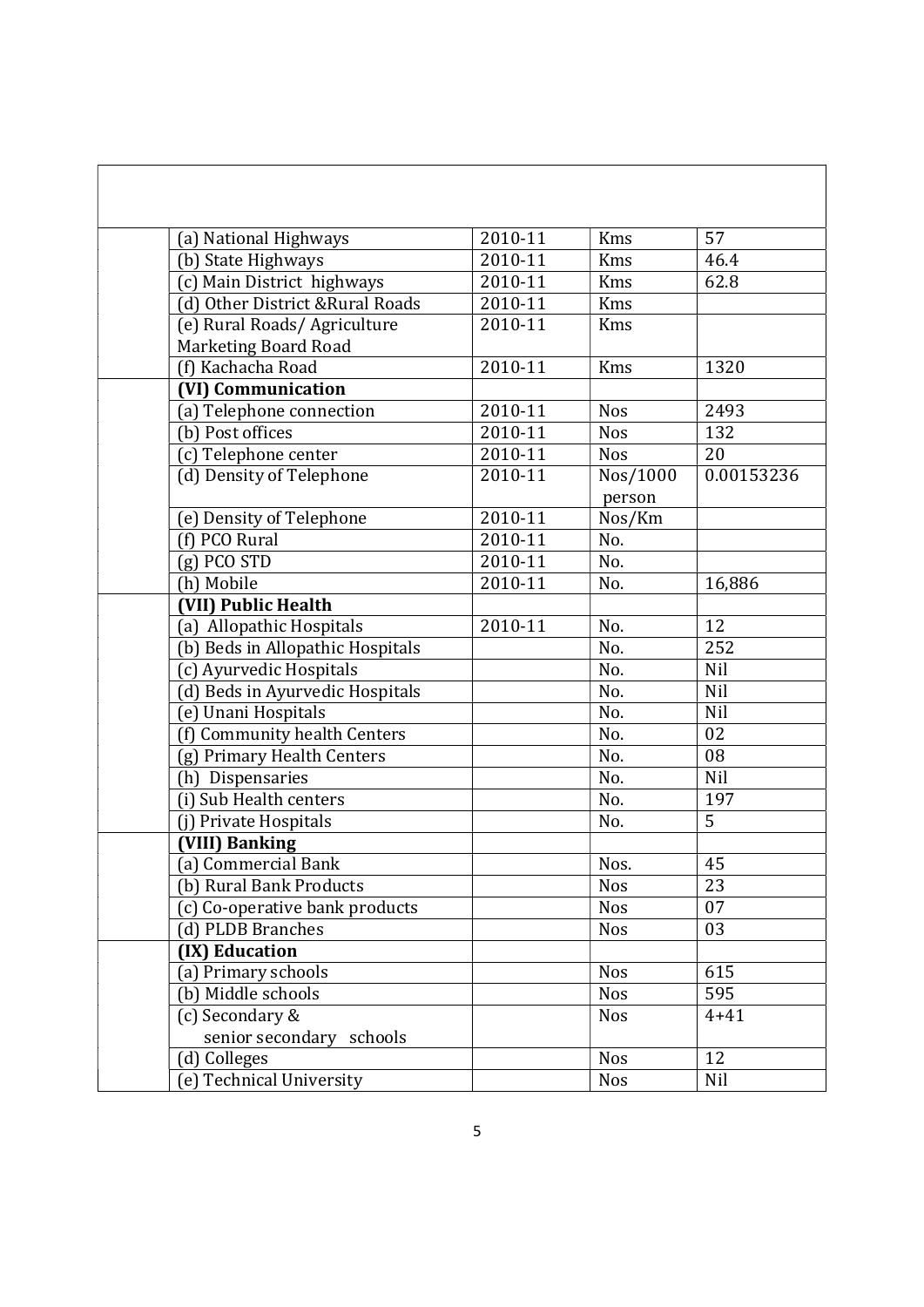| | | | | |
|---|---|---|---|---|
| | (a) National Highways | 2010-11 | Kms | 57 |
| | (b) State Highways | 2010-11 | Kms | 46.4 |
| | (c) Main District highways | 2010-11 | Kms | 62.8 |
| | (d) Other District &Rural Roads | 2010-11 | Kms | |
| | (e) Rural Roads/ Agriculture Marketing Board Road | 2010-11 | Kms | |
| | (f) Kachacha Road | 2010-11 | Kms | 1320 |
| | **(VI) Communication** | | | |
| | (a) Telephone connection | 2010-11 | Nos | 2493 |
| | (b) Post offices | 2010-11 | Nos | 132 |
| | (c) Telephone center | 2010-11 | Nos | 20 |
| | (d) Density of Telephone | 2010-11 | Nos/1000 person | 0.00153236 |
| | (e) Density of Telephone | 2010-11 | Nos/Km | |
| | (f) PCO Rural | 2010-11 | No. | |
| | (g) PCO STD | 2010-11 | No. | |
| | (h) Mobile | 2010-11 | No. | 16,886 |
| | **(VII) Public Health** | | | |
| | (a) Allopathic Hospitals | 2010-11 | No. | 12 |
| | (b) Beds in Allopathic Hospitals | | No. | 252 |
| | (c) Ayurvedic Hospitals | | No. | Nil |
| | (d) Beds in Ayurvedic Hospitals | | No. | Nil |
| | (e) Unani Hospitals | | No. | Nil |
| | (f) Community health Centers | | No. | 02 |
| | (g) Primary Health Centers | | No. | 08 |
| | (h) Dispensaries | | No. | Nil |
| | (i) Sub Health centers | | No. | 197 |
| | (j) Private Hospitals | | No. | 5 |
| | **(VIII) Banking** | | | |
| | (a) Commercial Bank | | Nos. | 45 |
| | (b) Rural Bank Products | | Nos | 23 |
| | (c) Co-operative bank products | | Nos | 07 |
| | (d) PLDB Branches | | Nos | 03 |
| | **(IX) Education** | | | |
| | (a) Primary schools | | Nos | 615 |
| | (b) Middle schools | | Nos | 595 |
| | (c) Secondary & senior secondary schools | | Nos | 4+41 |
| | (d) Colleges | | Nos | 12 |
| | (e) Technical University | | Nos | Nil |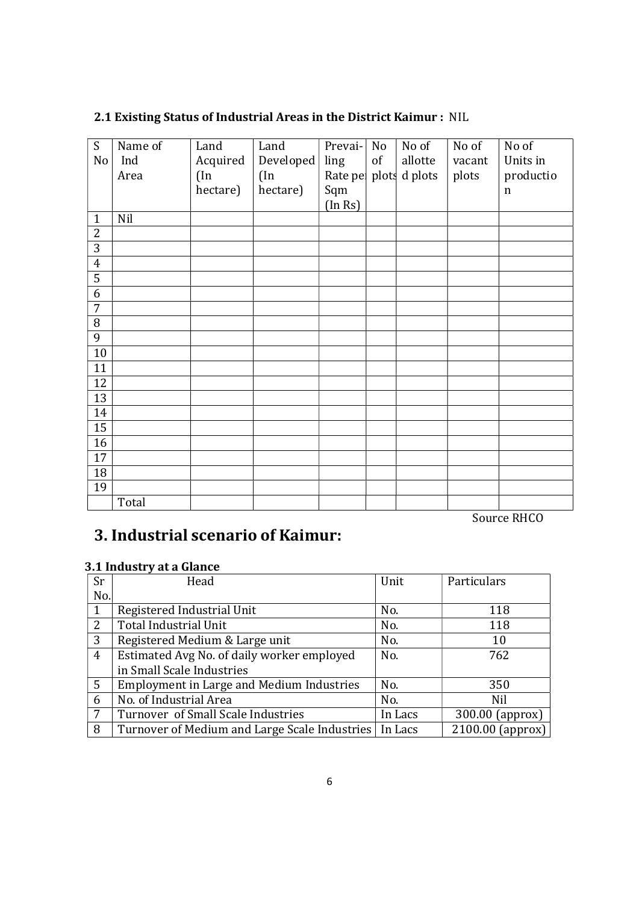### 2.1 Existing Status of Industrial Areas in the District Kaimur : NIL

| S No | Name of Ind Area | Land Acquired (In hectare) | Land Developed (In hectare) | Prevai-ling Rate per Sqm (In Rs) | No of plots | No of allotted plots | No of vacant plots | No of Units in production |
|---|---|---|---|---|---|---|---|---|
| 1 | Nil | | | | | | | |
| 2 | | | | | | | | |
| 3 | | | | | | | | |
| 4 | | | | | | | | |
| 5 | | | | | | | | |
| 6 | | | | | | | | |
| 7 | | | | | | | | |
| 8 | | | | | | | | |
| 9 | | | | | | | | |
| 10 | | | | | | | | |
| 11 | | | | | | | | |
| 12 | | | | | | | | |
| 13 | | | | | | | | |
| 14 | | | | | | | | |
| 15 | | | | | | | | |
| 16 | | | | | | | | |
| 17 | | | | | | | | |
| 18 | | | | | | | | |
| 19 | | | | | | | | |
| | Total | | | | | | | |

Source RHCO

# 3. Industrial scenario of Kaimur:

### 3.1 Industry at a Glance

| Sr No. | Head | Unit | Particulars |
|---|---|---|---|
| 1 | Registered Industrial Unit | No. | 118 |
| 2 | Total Industrial Unit | No. | 118 |
| 3 | Registered Medium & Large unit | No. | 10 |
| 4 | Estimated Avg No. of daily worker employed in Small Scale Industries | No. | 762 |
| 5 | Employment in Large and Medium Industries | No. | 350 |
| 6 | No. of Industrial Area | No. | Nil |
| 7 | Turnover of Small Scale Industries | In Lacs | 300.00 (approx) |
| 8 | Turnover of Medium and Large Scale Industries | In Lacs | 2100.00 (approx) |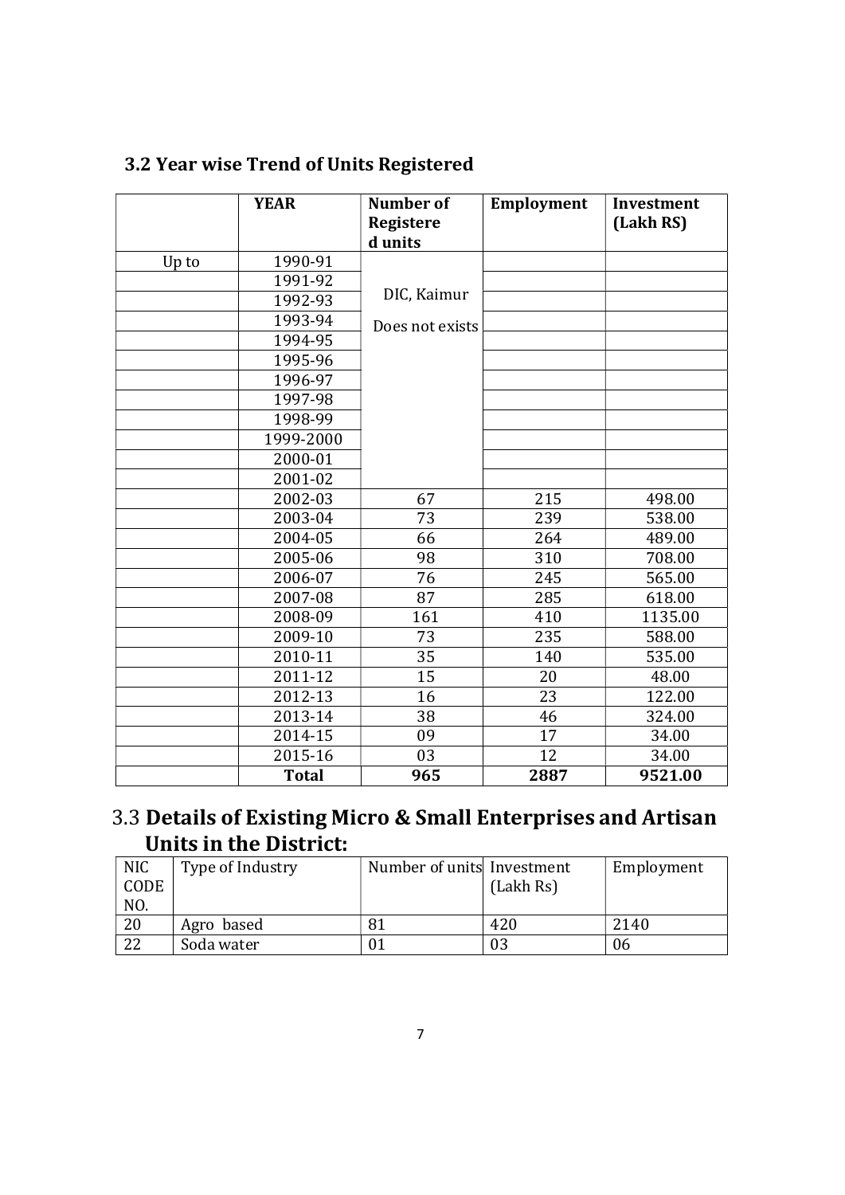## 3.2 Year wise Trend of Units Registered

| | YEAR | Number of Registered units | Employment | Investment (Lakh RS) |
|---|---|---|---|---|
| Up to | 1990-91 | DIC, Kaimur Does not exists | | |
| | 1991-92 | | | |
| | 1992-93 | | | |
| | 1993-94 | | | |
| | 1994-95 | | | |
| | 1995-96 | | | |
| | 1996-97 | | | |
| | 1997-98 | | | |
| | 1998-99 | | | |
| | 1999-2000 | | | |
| | 2000-01 | | | |
| | 2001-02 | | | |
| | 2002-03 | 67 | 215 | 498.00 |
| | 2003-04 | 73 | 239 | 538.00 |
| | 2004-05 | 66 | 264 | 489.00 |
| | 2005-06 | 98 | 310 | 708.00 |
| | 2006-07 | 76 | 245 | 565.00 |
| | 2007-08 | 87 | 285 | 618.00 |
| | 2008-09 | 161 | 410 | 1135.00 |
| | 2009-10 | 73 | 235 | 588.00 |
| | 2010-11 | 35 | 140 | 535.00 |
| | 2011-12 | 15 | 20 | 48.00 |
| | 2012-13 | 16 | 23 | 122.00 |
| | 2013-14 | 38 | 46 | 324.00 |
| | 2014-15 | 09 | 17 | 34.00 |
| | 2015-16 | 03 | 12 | 34.00 |
| | **Total** | **965** | **2887** | **9521.00** |

## 3.3 Details of Existing Micro & Small Enterprises and Artisan Units in the District:

| NIC CODE NO. | Type of Industry | Number of units | Investment (Lakh Rs) | Employment |
|---|---|---|---|---|
| 20 | Agro based | 81 | 420 | 2140 |
| 22 | Soda water | 01 | 03 | 06 |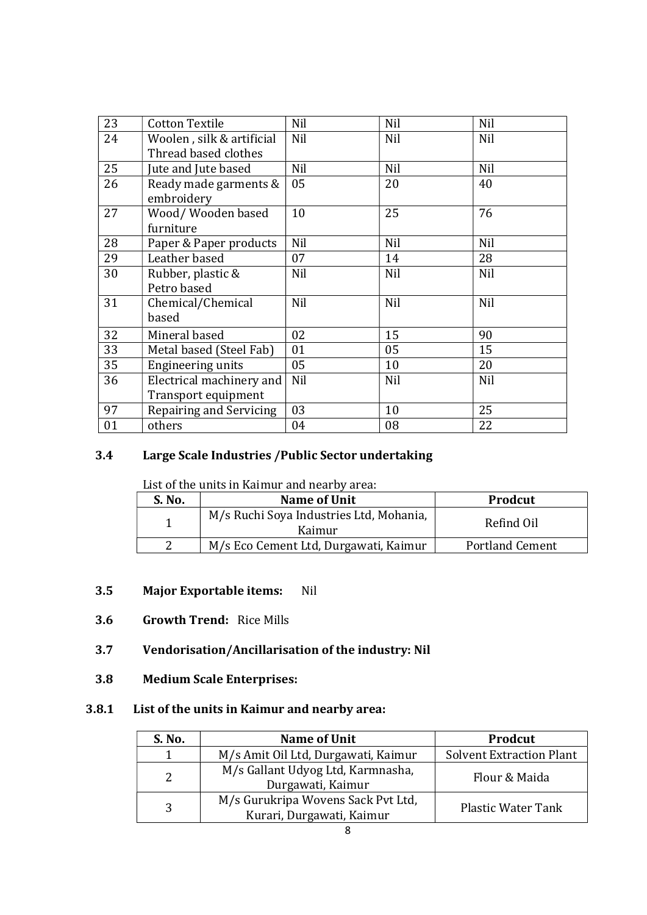| | | | | |
|---|---|---|---|---|
| 23 | Cotton Textile | Nil | Nil | Nil |
| 24 | Woolen , silk & artificial Thread based clothes | Nil | Nil | Nil |
| 25 | Jute and Jute based | Nil | Nil | Nil |
| 26 | Ready made garments & embroidery | 05 | 20 | 40 |
| 27 | Wood/ Wooden based furniture | 10 | 25 | 76 |
| 28 | Paper & Paper products | Nil | Nil | Nil |
| 29 | Leather based | 07 | 14 | 28 |
| 30 | Rubber, plastic & Petro based | Nil | Nil | Nil |
| 31 | Chemical/Chemical based | Nil | Nil | Nil |
| 32 | Mineral based | 02 | 15 | 90 |
| 33 | Metal based (Steel Fab) | 01 | 05 | 15 |
| 35 | Engineering units | 05 | 10 | 20 |
| 36 | Electrical machinery and Transport equipment | Nil | Nil | Nil |
| 97 | Repairing and Servicing | 03 | 10 | 25 |
| 01 | others | 04 | 08 | 22 |

### 3.4 Large Scale Industries /Public Sector undertaking

List of the units in Kaimur and nearby area:

| S. No. | Name of Unit | Prodcut |
|---|---|---|
| 1 | M/s Ruchi Soya Industries Ltd, Mohania, Kaimur | Refind Oil |
| 2 | M/s Eco Cement Ltd, Durgawati, Kaimur | Portland Cement |

### 3.5 Major Exportable items: Nil

### 3.6 Growth Trend: Rice Mills

### 3.7 Vendorisation/Ancillarisation of the industry: Nil

### 3.8 Medium Scale Enterprises:

#### 3.8.1 List of the units in Kaimur and nearby area:

| S. No. | Name of Unit | Prodcut |
|---|---|---|
| 1 | M/s Amit Oil Ltd, Durgawati, Kaimur | Solvent Extraction Plant |
| 2 | M/s Gallant Udyog Ltd, Karmnasha, Durgawati, Kaimur | Flour & Maida |
| 3 | M/s Gurukripa Wovens Sack Pvt Ltd, Kurari, Durgawati, Kaimur | Plastic Water Tank |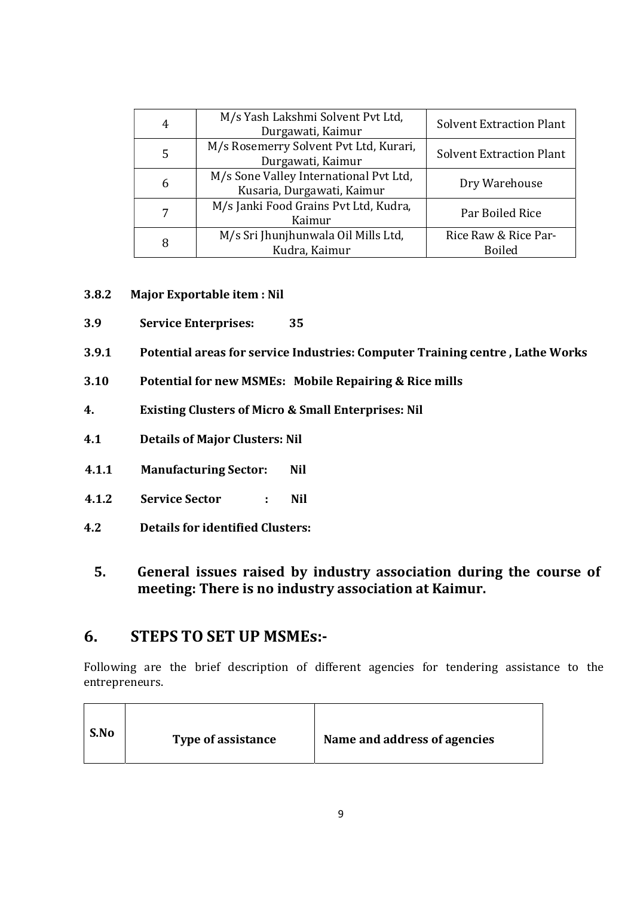| 4 | M/s Yash Lakshmi Solvent Pvt Ltd, Durgawati, Kaimur | Solvent Extraction Plant |
|---|---|---|
| 5 | M/s Rosemerry Solvent Pvt Ltd, Kurari, Durgawati, Kaimur | Solvent Extraction Plant |
| 6 | M/s Sone Valley International Pvt Ltd, Kusaria, Durgawati, Kaimur | Dry Warehouse |
| 7 | M/s Janki Food Grains Pvt Ltd, Kudra, Kaimur | Par Boiled Rice |
| 8 | M/s Sri Jhunjhunwala Oil Mills Ltd, Kudra, Kaimur | Rice Raw & Rice Par-Boiled |

**3.8.2 Major Exportable item : Nil**

**3.9 Service Enterprises: 35**

**3.9.1 Potential areas for service Industries: Computer Training centre , Lathe Works**

**3.10 Potential for new MSMEs: Mobile Repairing & Rice mills**

**4. Existing Clusters of Micro & Small Enterprises: Nil**

**4.1 Details of Major Clusters: Nil**

**4.1.1 Manufacturing Sector: Nil**

**4.1.2 Service Sector : Nil**

**4.2 Details for identified Clusters:**

### 5. General issues raised by industry association during the course of meeting: There is no industry association at Kaimur.

## 6. STEPS TO SET UP MSMEs:-

Following are the brief description of different agencies for tendering assistance to the entrepreneurs.

| S.No | Type of assistance | Name and address of agencies |
|---|---|---|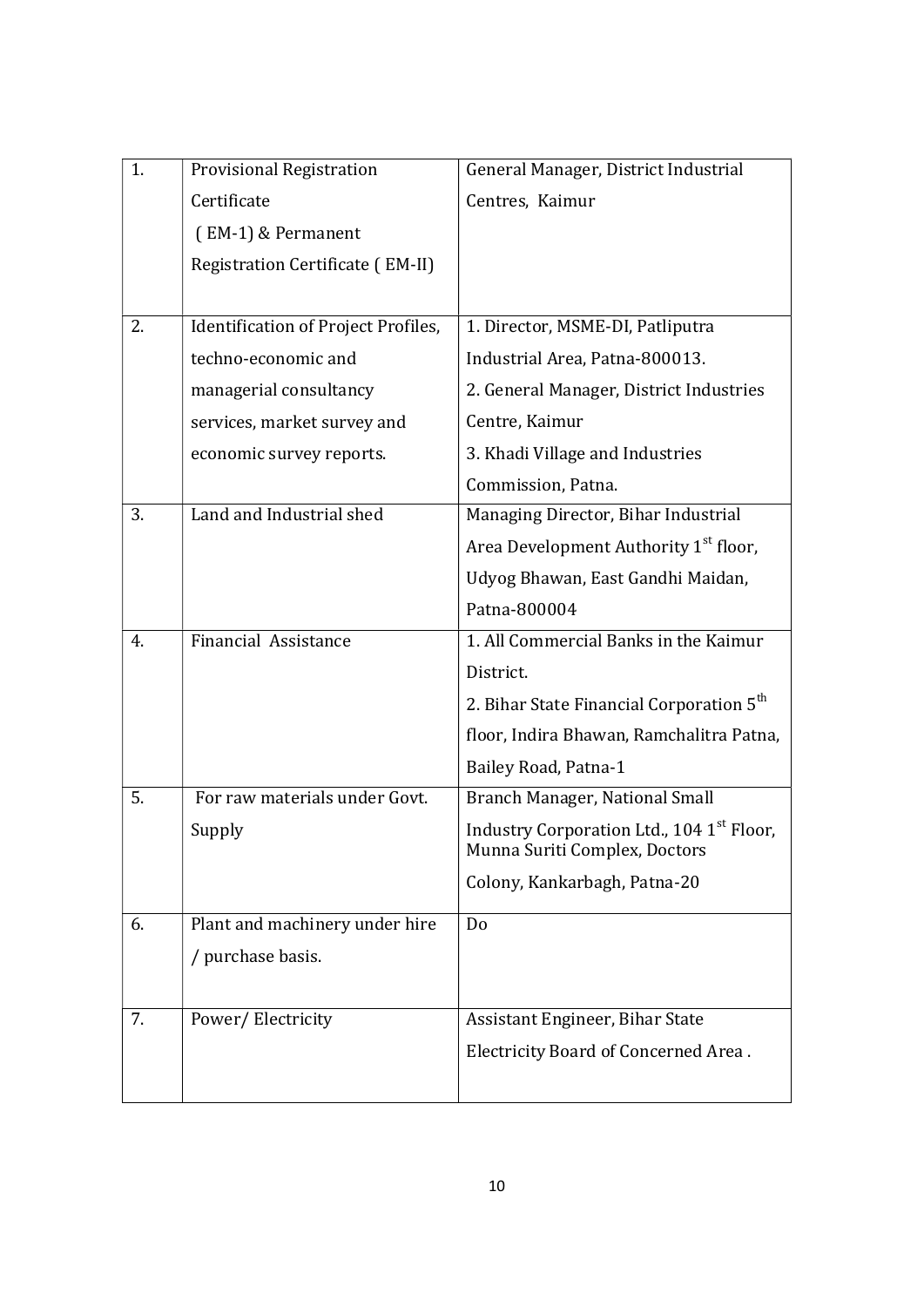| 1. | Provisional Registration Certificate ( EM-1) & Permanent Registration Certificate ( EM-II) | General Manager, District Industrial Centres, Kaimur |
|---|---|---|
| 2. | Identification of Project Profiles, techno-economic and managerial consultancy services, market survey and economic survey reports. | 1. Director, MSME-DI, Patliputra Industrial Area, Patna-800013. 2. General Manager, District Industries Centre, Kaimur 3. Khadi Village and Industries Commission, Patna. |
| 3. | Land and Industrial shed | Managing Director, Bihar Industrial Area Development Authority 1st floor, Udyog Bhawan, East Gandhi Maidan, Patna-800004 |
| 4. | Financial Assistance | 1. All Commercial Banks in the Kaimur District. 2. Bihar State Financial Corporation 5th floor, Indira Bhawan, Ramchalitra Patna, Bailey Road, Patna-1 |
| 5. | For raw materials under Govt. Supply | Branch Manager, National Small Industry Corporation Ltd., 104 1st Floor, Munna Suriti Complex, Doctors Colony, Kankarbagh, Patna-20 |
| 6. | Plant and machinery under hire / purchase basis. | Do |
| 7. | Power/ Electricity | Assistant Engineer, Bihar State Electricity Board of Concerned Area . |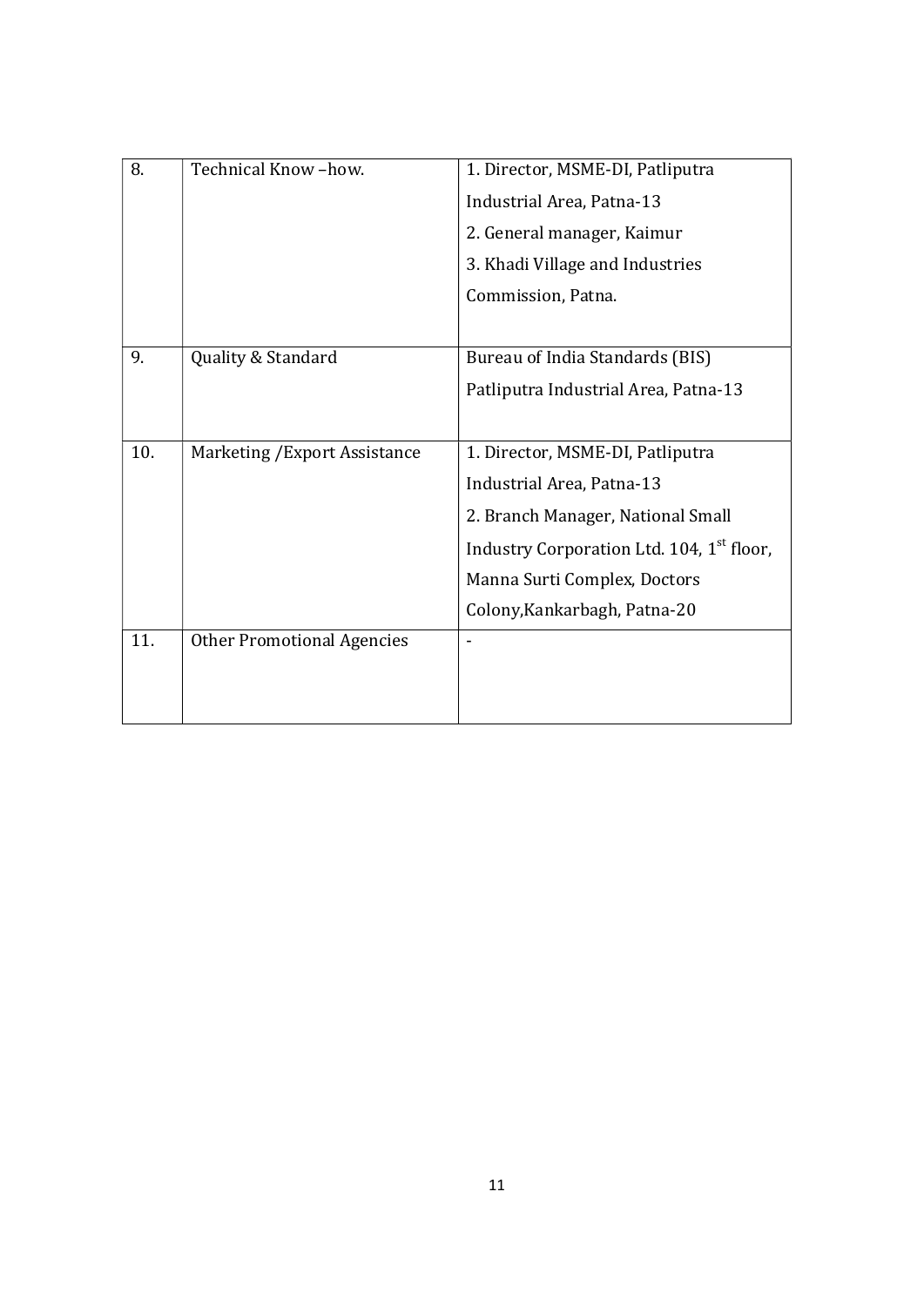| | | |
|---|---|---|
| 8. | Technical Know –how. | 1. Director, MSME-DI, Patliputra Industrial Area, Patna-13<br>2. General manager, Kaimur<br>3. Khadi Village and Industries Commission, Patna. |
| 9. | Quality & Standard | Bureau of India Standards (BIS) Patliputra Industrial Area, Patna-13 |
| 10. | Marketing /Export Assistance | 1. Director, MSME-DI, Patliputra Industrial Area, Patna-13<br>2. Branch Manager, National Small Industry Corporation Ltd. 104, 1st floor, Manna Surti Complex, Doctors Colony,Kankarbagh, Patna-20 |
| 11. | Other Promotional Agencies | - |